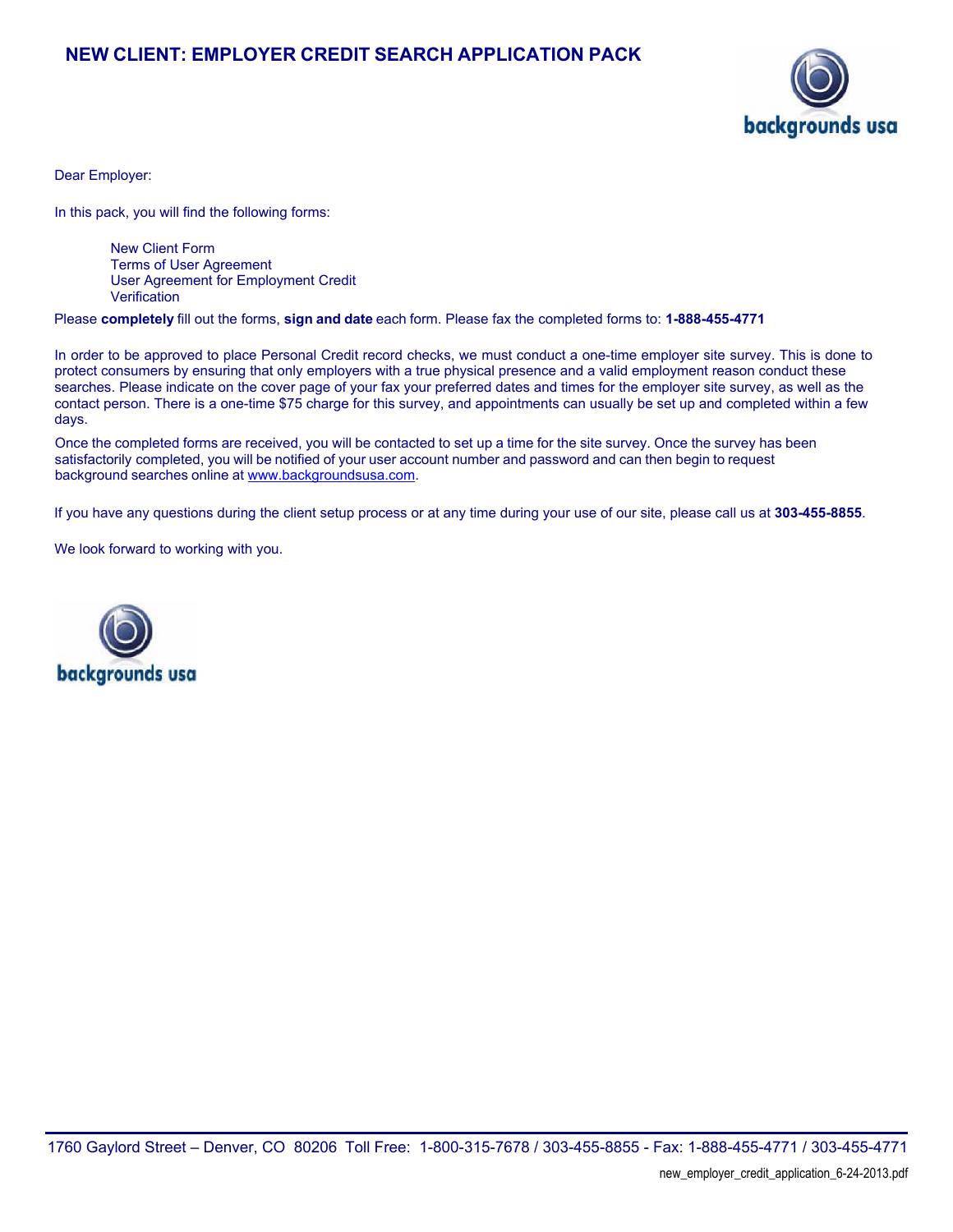# NEW CLIENT: EMPLOYER CREDIT SEARCH APPLICATION PACK

Dear Employer:

In this pack, you will find the following forms:

- New Client Form
- Terms of User Agreement
- User Agreement for Employment Credit
- Verification

Please **completely** fill out the forms, **sign and date** each form. Please fax the completed forms to: **1-888-455-4771**

In order to be approved to place Personal Credit record checks, we must conduct a one-time employer site survey. This is done to protect consumers by ensuring that only employers with a true physical presence and a valid employment reason conduct these searches. Please indicate on the cover page of your fax your preferred dates and times for the employer site survey, as well as the contact person. There is a one-time $75 charge for this survey, and appointments can usually be set up and completed within a few days.

Once the completed forms are received, you will be contacted to set up a time for the site survey. Once the survey has been satisfactorily completed, you will be notified of your user account number and password and can then begin to request background searches online at www.backgroundsusa.com.

If you have any questions during the client setup process or at any time during your use of our site, please call us at **303-455-8855**.

We look forward to working with you.

backgrounds usa

1760 Gaylord Street – Denver, CO 80206 Toll Free: 1-800-315-7678 / 303-455-8855 - Fax: 1-888-455-4771 / 303-455-4771

new_employer_credit_application_6-24-2013.pdf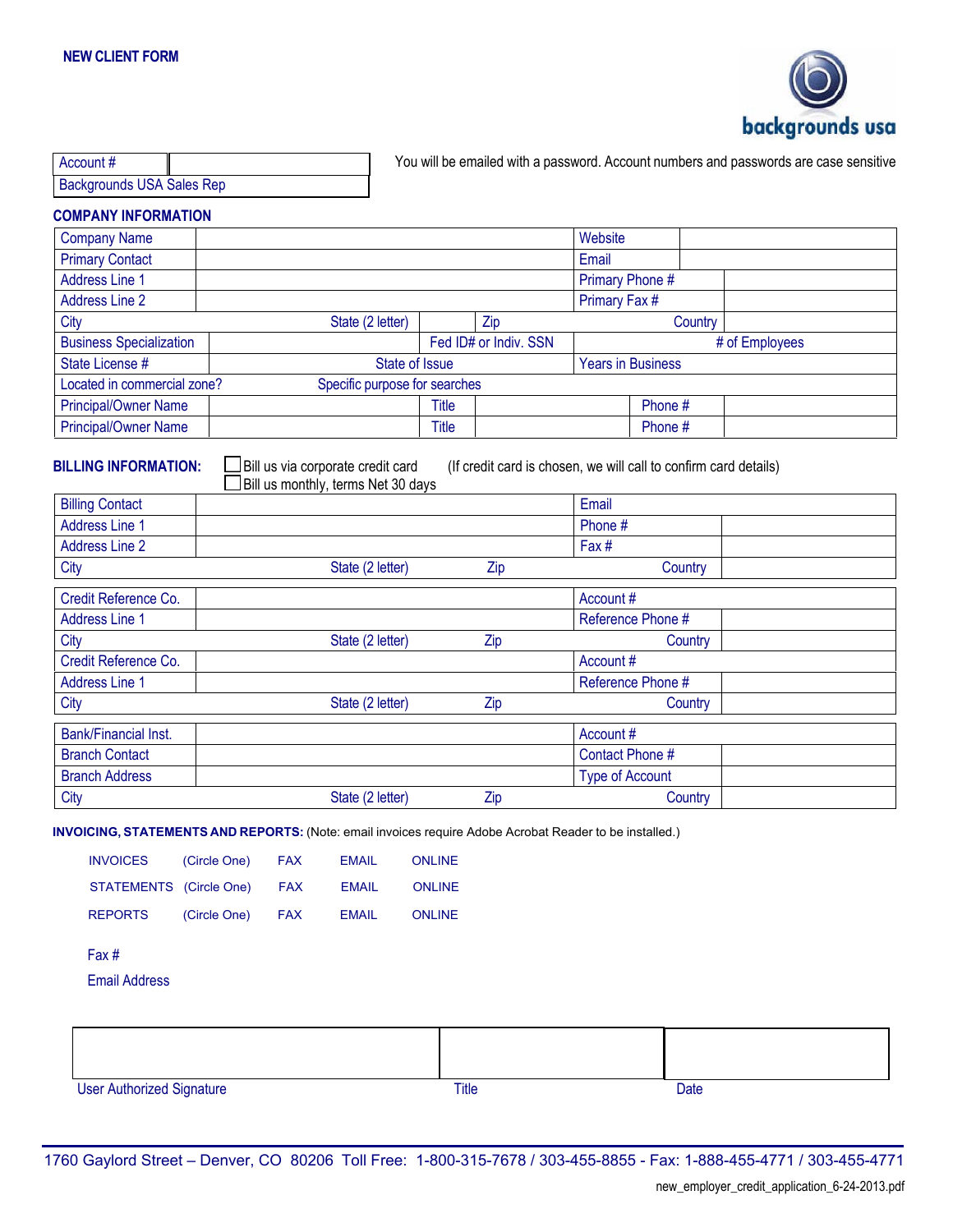**NEW CLIENT FORM**

backgrounds usa

| Account # | |
|---|---|
| Backgrounds USA Sales Rep | |

You will be emailed with a password. Account numbers and passwords are case sensitive

## COMPANY INFORMATION

| | | | |
|---|---|---|---|
| Company Name | | Website | |
| Primary Contact | | Email | |
| Address Line 1 | | Primary Phone # | |
| Address Line 2 | | Primary Fax # | |
| City | State (2 letter) | Zip | Country |
| Business Specialization | Fed ID# or Indiv. SSN | | # of Employees |
| State License # | State of Issue | Years in Business | |
| Located in commercial zone? | Specific purpose for searches | | |
| Principal/Owner Name | Title | Phone # | |
| Principal/Owner Name | Title | Phone # | |

**BILLING INFORMATION:** ☐ Bill us via corporate credit card (If credit card is chosen, we will call to confirm card details)
☐ Bill us monthly, terms Net 30 days

| | | | |
|---|---|---|---|
| Billing Contact | | Email | |
| Address Line 1 | | Phone # | |
| Address Line 2 | | Fax # | |
| City | State (2 letter) | Zip | Country |

| | | | |
|---|---|---|---|
| Credit Reference Co. | | Account # | |
| Address Line 1 | | Reference Phone # | |
| City | State (2 letter) | Zip | Country |
| Credit Reference Co. | | Account # | |
| Address Line 1 | | Reference Phone # | |
| City | State (2 letter) | Zip | Country |

| | | | |
|---|---|---|---|
| Bank/Financial Inst. | | Account # | |
| Branch Contact | | Contact Phone # | |
| Branch Address | | Type of Account | |
| City | State (2 letter) | Zip | Country |

**INVOICING, STATEMENTS AND REPORTS:** (Note: email invoices require Adobe Acrobat Reader to be installed.)

| | | | | |
|---|---|---|---|---|
| INVOICES | (Circle One) | FAX | EMAIL | ONLINE |
| STATEMENTS | (Circle One) | FAX | EMAIL | ONLINE |
| REPORTS | (Circle One) | FAX | EMAIL | ONLINE |

Fax #

Email Address

| | | |
|---|---|---|
| | | |
| User Authorized Signature | Title | Date |

1760 Gaylord Street – Denver, CO 80206 Toll Free: 1-800-315-7678 / 303-455-8855 - Fax: 1-888-455-4771 / 303-455-4771

new_employer_credit_application_6-24-2013.pdf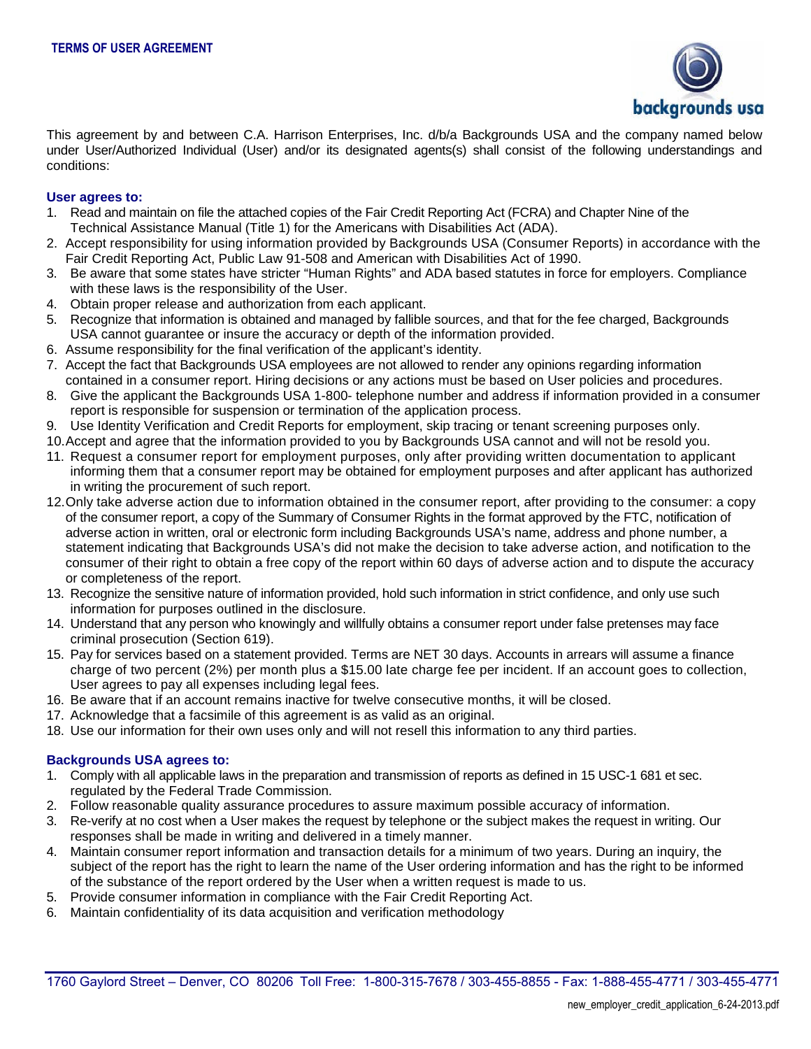## TERMS OF USER AGREEMENT

This agreement by and between C.A. Harrison Enterprises, Inc. d/b/a Backgrounds USA and the company named below under User/Authorized Individual (User) and/or its designated agents(s) shall consist of the following understandings and conditions:

### User agrees to:

1. Read and maintain on file the attached copies of the Fair Credit Reporting Act (FCRA) and Chapter Nine of the Technical Assistance Manual (Title 1) for the Americans with Disabilities Act (ADA).
2. Accept responsibility for using information provided by Backgrounds USA (Consumer Reports) in accordance with the Fair Credit Reporting Act, Public Law 91-508 and American with Disabilities Act of 1990.
3. Be aware that some states have stricter "Human Rights" and ADA based statutes in force for employers. Compliance with these laws is the responsibility of the User.
4. Obtain proper release and authorization from each applicant.
5. Recognize that information is obtained and managed by fallible sources, and that for the fee charged, Backgrounds USA cannot guarantee or insure the accuracy or depth of the information provided.
6. Assume responsibility for the final verification of the applicant's identity.
7. Accept the fact that Backgrounds USA employees are not allowed to render any opinions regarding information contained in a consumer report. Hiring decisions or any actions must be based on User policies and procedures.
8. Give the applicant the Backgrounds USA 1-800- telephone number and address if information provided in a consumer report is responsible for suspension or termination of the application process.
9. Use Identity Verification and Credit Reports for employment, skip tracing or tenant screening purposes only.
10. Accept and agree that the information provided to you by Backgrounds USA cannot and will not be resold you.
11. Request a consumer report for employment purposes, only after providing written documentation to applicant informing them that a consumer report may be obtained for employment purposes and after applicant has authorized in writing the procurement of such report.
12. Only take adverse action due to information obtained in the consumer report, after providing to the consumer: a copy of the consumer report, a copy of the Summary of Consumer Rights in the format approved by the FTC, notification of adverse action in written, oral or electronic form including Backgrounds USA's name, address and phone number, a statement indicating that Backgrounds USA's did not make the decision to take adverse action, and notification to the consumer of their right to obtain a free copy of the report within 60 days of adverse action and to dispute the accuracy or completeness of the report.
13. Recognize the sensitive nature of information provided, hold such information in strict confidence, and only use such information for purposes outlined in the disclosure.
14. Understand that any person who knowingly and willfully obtains a consumer report under false pretenses may face criminal prosecution (Section 619).
15. Pay for services based on a statement provided. Terms are NET 30 days. Accounts in arrears will assume a finance charge of two percent (2%) per month plus a $15.00 late charge fee per incident. If an account goes to collection, User agrees to pay all expenses including legal fees.
16. Be aware that if an account remains inactive for twelve consecutive months, it will be closed.
17. Acknowledge that a facsimile of this agreement is as valid as an original.
18. Use our information for their own uses only and will not resell this information to any third parties.

### Backgrounds USA agrees to:

1. Comply with all applicable laws in the preparation and transmission of reports as defined in 15 USC-1 681 et sec. regulated by the Federal Trade Commission.
2. Follow reasonable quality assurance procedures to assure maximum possible accuracy of information.
3. Re-verify at no cost when a User makes the request by telephone or the subject makes the request in writing. Our responses shall be made in writing and delivered in a timely manner.
4. Maintain consumer report information and transaction details for a minimum of two years. During an inquiry, the subject of the report has the right to learn the name of the User ordering information and has the right to be informed of the substance of the report ordered by the User when a written request is made to us.
5. Provide consumer information in compliance with the Fair Credit Reporting Act.
6. Maintain confidentiality of its data acquisition and verification methodology

1760 Gaylord Street – Denver, CO 80206 Toll Free: 1-800-315-7678 / 303-455-8855 - Fax: 1-888-455-4771 / 303-455-4771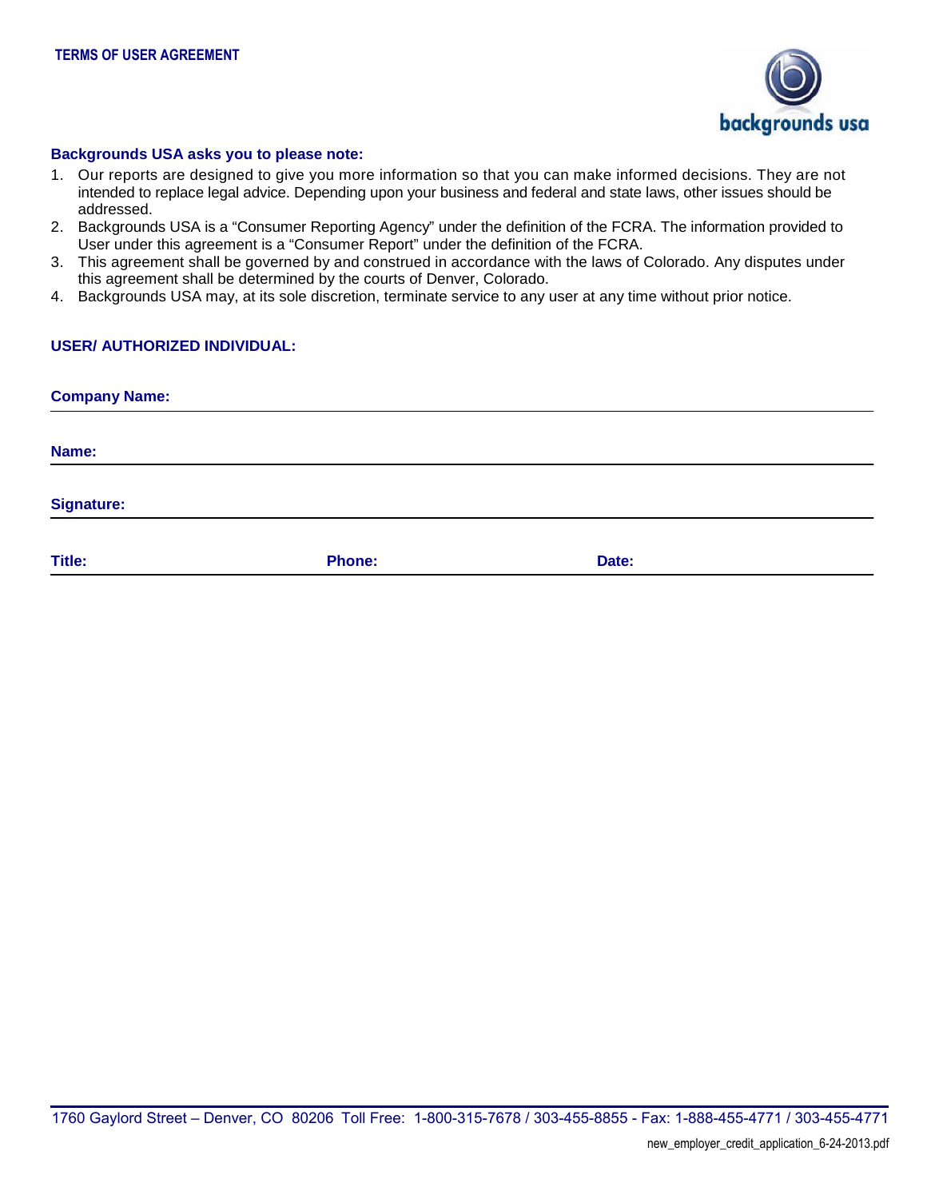## TERMS OF USER AGREEMENT

**Backgrounds USA asks you to please note:**

1. Our reports are designed to give you more information so that you can make informed decisions. They are not intended to replace legal advice. Depending upon your business and federal and state laws, other issues should be addressed.
2. Backgrounds USA is a "Consumer Reporting Agency" under the definition of the FCRA. The information provided to User under this agreement is a "Consumer Report" under the definition of the FCRA.
3. This agreement shall be governed by and construed in accordance with the laws of Colorado. Any disputes under this agreement shall be determined by the courts of Denver, Colorado.
4. Backgrounds USA may, at its sole discretion, terminate service to any user at any time without prior notice.

**USER/ AUTHORIZED INDIVIDUAL:**

**Company Name:** \_\_\_\_\_\_\_\_\_\_\_\_\_\_\_\_\_\_\_\_\_\_\_\_\_\_\_\_\_\_\_\_\_\_\_\_\_\_\_\_

**Name:** \_\_\_\_\_\_\_\_\_\_\_\_\_\_\_\_\_\_\_\_\_\_\_\_\_\_\_\_\_\_\_\_\_\_\_\_\_\_\_\_

**Signature:** \_\_\_\_\_\_\_\_\_\_\_\_\_\_\_\_\_\_\_\_\_\_\_\_\_\_\_\_\_\_\_\_\_\_\_\_\_\_\_\_

**Title:** \_\_\_\_\_\_\_\_\_\_\_\_ **Phone:** \_\_\_\_\_\_\_\_\_\_\_\_ **Date:** \_\_\_\_\_\_\_\_\_\_\_\_

1760 Gaylord Street – Denver, CO 80206 Toll Free: 1-800-315-7678 / 303-455-8855 - Fax: 1-888-455-4771 / 303-455-4771

new_employer_credit_application_6-24-2013.pdf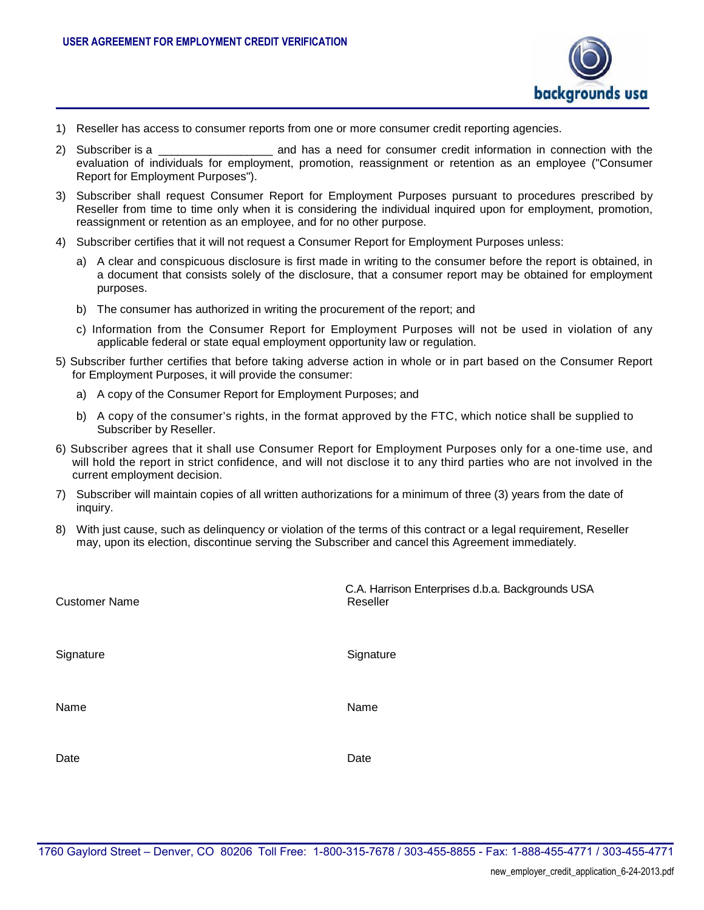**USER AGREEMENT FOR EMPLOYMENT CREDIT VERIFICATION**

1) Reseller has access to consumer reports from one or more consumer credit reporting agencies.

2) Subscriber is a \_\_\_\_\_\_\_\_\_\_\_\_\_\_\_\_\_\_ and has a need for consumer credit information in connection with the evaluation of individuals for employment, promotion, reassignment or retention as an employee ("Consumer Report for Employment Purposes").

3) Subscriber shall request Consumer Report for Employment Purposes pursuant to procedures prescribed by Reseller from time to time only when it is considering the individual inquired upon for employment, promotion, reassignment or retention as an employee, and for no other purpose.

4) Subscriber certifies that it will not request a Consumer Report for Employment Purposes unless:

   a) A clear and conspicuous disclosure is first made in writing to the consumer before the report is obtained, in a document that consists solely of the disclosure, that a consumer report may be obtained for employment purposes.

   b) The consumer has authorized in writing the procurement of the report; and

   c) Information from the Consumer Report for Employment Purposes will not be used in violation of any applicable federal or state equal employment opportunity law or regulation.

5) Subscriber further certifies that before taking adverse action in whole or in part based on the Consumer Report for Employment Purposes, it will provide the consumer:

   a) A copy of the Consumer Report for Employment Purposes; and

   b) A copy of the consumer's rights, in the format approved by the FTC, which notice shall be supplied to Subscriber by Reseller.

6) Subscriber agrees that it shall use Consumer Report for Employment Purposes only for a one-time use, and will hold the report in strict confidence, and will not disclose it to any third parties who are not involved in the current employment decision.

7) Subscriber will maintain copies of all written authorizations for a minimum of three (3) years from the date of inquiry.

8) With just cause, such as delinquency or violation of the terms of this contract or a legal requirement, Reseller may, upon its election, discontinue serving the Subscriber and cancel this Agreement immediately.

| | |
|---|---|
| Customer Name | C.A. Harrison Enterprises d.b.a. Backgrounds USA<br>Reseller |
| Signature | Signature |
| Name | Name |
| Date | Date |

1760 Gaylord Street – Denver, CO 80206 Toll Free: 1-800-315-7678 / 303-455-8855 - Fax: 1-888-455-4771 / 303-455-4771

new_employer_credit_application_6-24-2013.pdf